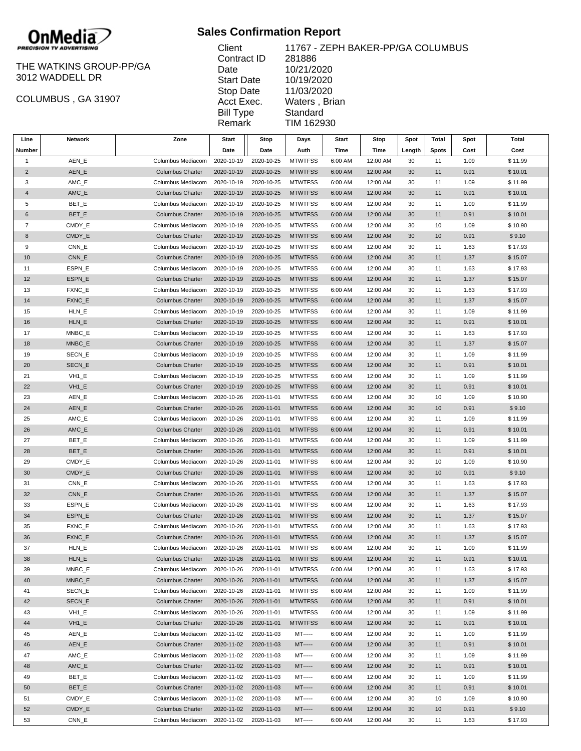**OnMedia**
*PRECISION TV ADVERTISING*

THE WATKINS GROUP-PP/GA
3012 WADDELL DR

COLUMBUS , GA 31907

## Sales Confirmation Report

| | |
|---|---|
| Client | 11767 - ZEPH BAKER-PP/GA COLUMBUS |
| Contract ID | 281886 |
| Date | 10/21/2020 |
| Start Date | 10/19/2020 |
| Stop Date | 11/03/2020 |
| Acct Exec. | Waters , Brian |
| Bill Type | Standard |
| Remark | TIM 162930 |

| Line Number | Network | Zone | Start Date | Stop Date | Days Auth | Start Time | Stop Time | Spot Length | Total Spots | Spot Cost | Total Cost |
|---|---|---|---|---|---|---|---|---|---|---|---|
| 1 | AEN_E | Columbus Mediacom | 2020-10-19 | 2020-10-25 | MTWTFSS | 6:00 AM | 12:00 AM | 30 | 11 | 1.09 | $ 11.99 |
| 2 | AEN_E | Columbus Charter | 2020-10-19 | 2020-10-25 | MTWTFSS | 6:00 AM | 12:00 AM | 30 | 11 | 0.91 | $ 10.01 |
| 3 | AMC_E | Columbus Mediacom | 2020-10-19 | 2020-10-25 | MTWTFSS | 6:00 AM | 12:00 AM | 30 | 11 | 1.09 | $ 11.99 |
| 4 | AMC_E | Columbus Charter | 2020-10-19 | 2020-10-25 | MTWTFSS | 6:00 AM | 12:00 AM | 30 | 11 | 0.91 | $ 10.01 |
| 5 | BET_E | Columbus Mediacom | 2020-10-19 | 2020-10-25 | MTWTFSS | 6:00 AM | 12:00 AM | 30 | 11 | 1.09 | $ 11.99 |
| 6 | BET_E | Columbus Charter | 2020-10-19 | 2020-10-25 | MTWTFSS | 6:00 AM | 12:00 AM | 30 | 11 | 0.91 | $ 10.01 |
| 7 | CMDY_E | Columbus Mediacom | 2020-10-19 | 2020-10-25 | MTWTFSS | 6:00 AM | 12:00 AM | 30 | 10 | 1.09 | $ 10.90 |
| 8 | CMDY_E | Columbus Charter | 2020-10-19 | 2020-10-25 | MTWTFSS | 6:00 AM | 12:00 AM | 30 | 10 | 0.91 | $ 9.10 |
| 9 | CNN_E | Columbus Mediacom | 2020-10-19 | 2020-10-25 | MTWTFSS | 6:00 AM | 12:00 AM | 30 | 11 | 1.63 | $ 17.93 |
| 10 | CNN_E | Columbus Charter | 2020-10-19 | 2020-10-25 | MTWTFSS | 6:00 AM | 12:00 AM | 30 | 11 | 1.37 | $ 15.07 |
| 11 | ESPN_E | Columbus Mediacom | 2020-10-19 | 2020-10-25 | MTWTFSS | 6:00 AM | 12:00 AM | 30 | 11 | 1.63 | $ 17.93 |
| 12 | ESPN_E | Columbus Charter | 2020-10-19 | 2020-10-25 | MTWTFSS | 6:00 AM | 12:00 AM | 30 | 11 | 1.37 | $ 15.07 |
| 13 | FXNC_E | Columbus Mediacom | 2020-10-19 | 2020-10-25 | MTWTFSS | 6:00 AM | 12:00 AM | 30 | 11 | 1.63 | $ 17.93 |
| 14 | FXNC_E | Columbus Charter | 2020-10-19 | 2020-10-25 | MTWTFSS | 6:00 AM | 12:00 AM | 30 | 11 | 1.37 | $ 15.07 |
| 15 | HLN_E | Columbus Mediacom | 2020-10-19 | 2020-10-25 | MTWTFSS | 6:00 AM | 12:00 AM | 30 | 11 | 1.09 | $ 11.99 |
| 16 | HLN_E | Columbus Charter | 2020-10-19 | 2020-10-25 | MTWTFSS | 6:00 AM | 12:00 AM | 30 | 11 | 0.91 | $ 10.01 |
| 17 | MNBC_E | Columbus Mediacom | 2020-10-19 | 2020-10-25 | MTWTFSS | 6:00 AM | 12:00 AM | 30 | 11 | 1.63 | $ 17.93 |
| 18 | MNBC_E | Columbus Charter | 2020-10-19 | 2020-10-25 | MTWTFSS | 6:00 AM | 12:00 AM | 30 | 11 | 1.37 | $ 15.07 |
| 19 | SECN_E | Columbus Mediacom | 2020-10-19 | 2020-10-25 | MTWTFSS | 6:00 AM | 12:00 AM | 30 | 11 | 1.09 | $ 11.99 |
| 20 | SECN_E | Columbus Charter | 2020-10-19 | 2020-10-25 | MTWTFSS | 6:00 AM | 12:00 AM | 30 | 11 | 0.91 | $ 10.01 |
| 21 | VH1_E | Columbus Mediacom | 2020-10-19 | 2020-10-25 | MTWTFSS | 6:00 AM | 12:00 AM | 30 | 11 | 1.09 | $ 11.99 |
| 22 | VH1_E | Columbus Charter | 2020-10-19 | 2020-10-25 | MTWTFSS | 6:00 AM | 12:00 AM | 30 | 11 | 0.91 | $ 10.01 |
| 23 | AEN_E | Columbus Mediacom | 2020-10-26 | 2020-11-01 | MTWTFSS | 6:00 AM | 12:00 AM | 30 | 10 | 1.09 | $ 10.90 |
| 24 | AEN_E | Columbus Charter | 2020-10-26 | 2020-11-01 | MTWTFSS | 6:00 AM | 12:00 AM | 30 | 10 | 0.91 | $ 9.10 |
| 25 | AMC_E | Columbus Mediacom | 2020-10-26 | 2020-11-01 | MTWTFSS | 6:00 AM | 12:00 AM | 30 | 11 | 1.09 | $ 11.99 |
| 26 | AMC_E | Columbus Charter | 2020-10-26 | 2020-11-01 | MTWTFSS | 6:00 AM | 12:00 AM | 30 | 11 | 0.91 | $ 10.01 |
| 27 | BET_E | Columbus Mediacom | 2020-10-26 | 2020-11-01 | MTWTFSS | 6:00 AM | 12:00 AM | 30 | 11 | 1.09 | $ 11.99 |
| 28 | BET_E | Columbus Charter | 2020-10-26 | 2020-11-01 | MTWTFSS | 6:00 AM | 12:00 AM | 30 | 11 | 0.91 | $ 10.01 |
| 29 | CMDY_E | Columbus Mediacom | 2020-10-26 | 2020-11-01 | MTWTFSS | 6:00 AM | 12:00 AM | 30 | 10 | 1.09 | $ 10.90 |
| 30 | CMDY_E | Columbus Charter | 2020-10-26 | 2020-11-01 | MTWTFSS | 6:00 AM | 12:00 AM | 30 | 10 | 0.91 | $ 9.10 |
| 31 | CNN_E | Columbus Mediacom | 2020-10-26 | 2020-11-01 | MTWTFSS | 6:00 AM | 12:00 AM | 30 | 11 | 1.63 | $ 17.93 |
| 32 | CNN_E | Columbus Charter | 2020-10-26 | 2020-11-01 | MTWTFSS | 6:00 AM | 12:00 AM | 30 | 11 | 1.37 | $ 15.07 |
| 33 | ESPN_E | Columbus Mediacom | 2020-10-26 | 2020-11-01 | MTWTFSS | 6:00 AM | 12:00 AM | 30 | 11 | 1.63 | $ 17.93 |
| 34 | ESPN_E | Columbus Charter | 2020-10-26 | 2020-11-01 | MTWTFSS | 6:00 AM | 12:00 AM | 30 | 11 | 1.37 | $ 15.07 |
| 35 | FXNC_E | Columbus Mediacom | 2020-10-26 | 2020-11-01 | MTWTFSS | 6:00 AM | 12:00 AM | 30 | 11 | 1.63 | $ 17.93 |
| 36 | FXNC_E | Columbus Charter | 2020-10-26 | 2020-11-01 | MTWTFSS | 6:00 AM | 12:00 AM | 30 | 11 | 1.37 | $ 15.07 |
| 37 | HLN_E | Columbus Mediacom | 2020-10-26 | 2020-11-01 | MTWTFSS | 6:00 AM | 12:00 AM | 30 | 11 | 1.09 | $ 11.99 |
| 38 | HLN_E | Columbus Charter | 2020-10-26 | 2020-11-01 | MTWTFSS | 6:00 AM | 12:00 AM | 30 | 11 | 0.91 | $ 10.01 |
| 39 | MNBC_E | Columbus Mediacom | 2020-10-26 | 2020-11-01 | MTWTFSS | 6:00 AM | 12:00 AM | 30 | 11 | 1.63 | $ 17.93 |
| 40 | MNBC_E | Columbus Charter | 2020-10-26 | 2020-11-01 | MTWTFSS | 6:00 AM | 12:00 AM | 30 | 11 | 1.37 | $ 15.07 |
| 41 | SECN_E | Columbus Mediacom | 2020-10-26 | 2020-11-01 | MTWTFSS | 6:00 AM | 12:00 AM | 30 | 11 | 1.09 | $ 11.99 |
| 42 | SECN_E | Columbus Charter | 2020-10-26 | 2020-11-01 | MTWTFSS | 6:00 AM | 12:00 AM | 30 | 11 | 0.91 | $ 10.01 |
| 43 | VH1_E | Columbus Mediacom | 2020-10-26 | 2020-11-01 | MTWTFSS | 6:00 AM | 12:00 AM | 30 | 11 | 1.09 | $ 11.99 |
| 44 | VH1_E | Columbus Charter | 2020-10-26 | 2020-11-01 | MTWTFSS | 6:00 AM | 12:00 AM | 30 | 11 | 0.91 | $ 10.01 |
| 45 | AEN_E | Columbus Mediacom | 2020-11-02 | 2020-11-03 | MT----- | 6:00 AM | 12:00 AM | 30 | 11 | 1.09 | $ 11.99 |
| 46 | AEN_E | Columbus Charter | 2020-11-02 | 2020-11-03 | MT----- | 6:00 AM | 12:00 AM | 30 | 11 | 0.91 | $ 10.01 |
| 47 | AMC_E | Columbus Mediacom | 2020-11-02 | 2020-11-03 | MT----- | 6:00 AM | 12:00 AM | 30 | 11 | 1.09 | $ 11.99 |
| 48 | AMC_E | Columbus Charter | 2020-11-02 | 2020-11-03 | MT----- | 6:00 AM | 12:00 AM | 30 | 11 | 0.91 | $ 10.01 |
| 49 | BET_E | Columbus Mediacom | 2020-11-02 | 2020-11-03 | MT----- | 6:00 AM | 12:00 AM | 30 | 11 | 1.09 | $ 11.99 |
| 50 | BET_E | Columbus Charter | 2020-11-02 | 2020-11-03 | MT----- | 6:00 AM | 12:00 AM | 30 | 11 | 0.91 | $ 10.01 |
| 51 | CMDY_E | Columbus Mediacom | 2020-11-02 | 2020-11-03 | MT----- | 6:00 AM | 12:00 AM | 30 | 10 | 1.09 | $ 10.90 |
| 52 | CMDY_E | Columbus Charter | 2020-11-02 | 2020-11-03 | MT----- | 6:00 AM | 12:00 AM | 30 | 10 | 0.91 | $ 9.10 |
| 53 | CNN_E | Columbus Mediacom | 2020-11-02 | 2020-11-03 | MT----- | 6:00 AM | 12:00 AM | 30 | 11 | 1.63 | $ 17.93 |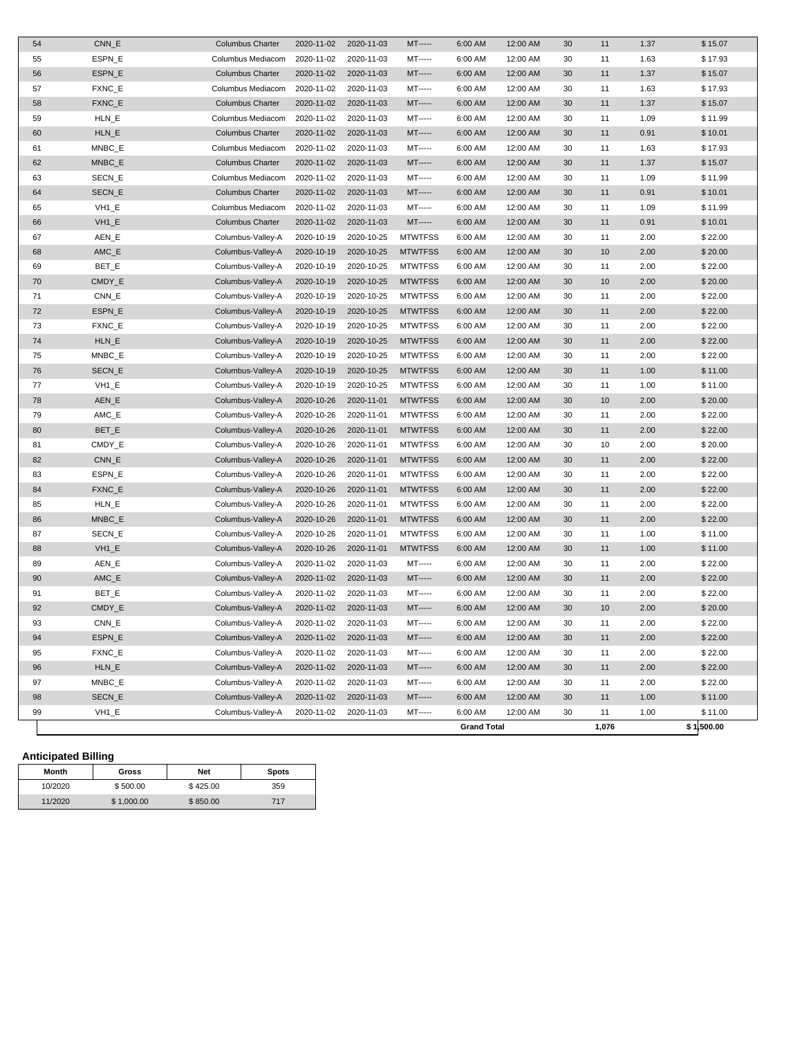| | | | | | | | | | | | |
|---|---|---|---|---|---|---|---|---|---|---|---|
| 54 | CNN_E | Columbus Charter | 2020-11-02 | 2020-11-03 | MT----- | 6:00 AM | 12:00 AM | 30 | 11 | 1.37 | $ 15.07 |
| 55 | ESPN_E | Columbus Mediacom | 2020-11-02 | 2020-11-03 | MT----- | 6:00 AM | 12:00 AM | 30 | 11 | 1.63 | $ 17.93 |
| 56 | ESPN_E | Columbus Charter | 2020-11-02 | 2020-11-03 | MT----- | 6:00 AM | 12:00 AM | 30 | 11 | 1.37 | $ 15.07 |
| 57 | FXNC_E | Columbus Mediacom | 2020-11-02 | 2020-11-03 | MT----- | 6:00 AM | 12:00 AM | 30 | 11 | 1.63 | $ 17.93 |
| 58 | FXNC_E | Columbus Charter | 2020-11-02 | 2020-11-03 | MT----- | 6:00 AM | 12:00 AM | 30 | 11 | 1.37 | $ 15.07 |
| 59 | HLN_E | Columbus Mediacom | 2020-11-02 | 2020-11-03 | MT----- | 6:00 AM | 12:00 AM | 30 | 11 | 1.09 | $ 11.99 |
| 60 | HLN_E | Columbus Charter | 2020-11-02 | 2020-11-03 | MT----- | 6:00 AM | 12:00 AM | 30 | 11 | 0.91 | $ 10.01 |
| 61 | MNBC_E | Columbus Mediacom | 2020-11-02 | 2020-11-03 | MT----- | 6:00 AM | 12:00 AM | 30 | 11 | 1.63 | $ 17.93 |
| 62 | MNBC_E | Columbus Charter | 2020-11-02 | 2020-11-03 | MT----- | 6:00 AM | 12:00 AM | 30 | 11 | 1.37 | $ 15.07 |
| 63 | SECN_E | Columbus Mediacom | 2020-11-02 | 2020-11-03 | MT----- | 6:00 AM | 12:00 AM | 30 | 11 | 1.09 | $ 11.99 |
| 64 | SECN_E | Columbus Charter | 2020-11-02 | 2020-11-03 | MT----- | 6:00 AM | 12:00 AM | 30 | 11 | 0.91 | $ 10.01 |
| 65 | VH1_E | Columbus Mediacom | 2020-11-02 | 2020-11-03 | MT----- | 6:00 AM | 12:00 AM | 30 | 11 | 1.09 | $ 11.99 |
| 66 | VH1_E | Columbus Charter | 2020-11-02 | 2020-11-03 | MT----- | 6:00 AM | 12:00 AM | 30 | 11 | 0.91 | $ 10.01 |
| 67 | AEN_E | Columbus-Valley-A | 2020-10-19 | 2020-10-25 | MTWTFSS | 6:00 AM | 12:00 AM | 30 | 11 | 2.00 | $ 22.00 |
| 68 | AMC_E | Columbus-Valley-A | 2020-10-19 | 2020-10-25 | MTWTFSS | 6:00 AM | 12:00 AM | 30 | 10 | 2.00 | $ 20.00 |
| 69 | BET_E | Columbus-Valley-A | 2020-10-19 | 2020-10-25 | MTWTFSS | 6:00 AM | 12:00 AM | 30 | 11 | 2.00 | $ 22.00 |
| 70 | CMDY_E | Columbus-Valley-A | 2020-10-19 | 2020-10-25 | MTWTFSS | 6:00 AM | 12:00 AM | 30 | 10 | 2.00 | $ 20.00 |
| 71 | CNN_E | Columbus-Valley-A | 2020-10-19 | 2020-10-25 | MTWTFSS | 6:00 AM | 12:00 AM | 30 | 11 | 2.00 | $ 22.00 |
| 72 | ESPN_E | Columbus-Valley-A | 2020-10-19 | 2020-10-25 | MTWTFSS | 6:00 AM | 12:00 AM | 30 | 11 | 2.00 | $ 22.00 |
| 73 | FXNC_E | Columbus-Valley-A | 2020-10-19 | 2020-10-25 | MTWTFSS | 6:00 AM | 12:00 AM | 30 | 11 | 2.00 | $ 22.00 |
| 74 | HLN_E | Columbus-Valley-A | 2020-10-19 | 2020-10-25 | MTWTFSS | 6:00 AM | 12:00 AM | 30 | 11 | 2.00 | $ 22.00 |
| 75 | MNBC_E | Columbus-Valley-A | 2020-10-19 | 2020-10-25 | MTWTFSS | 6:00 AM | 12:00 AM | 30 | 11 | 2.00 | $ 22.00 |
| 76 | SECN_E | Columbus-Valley-A | 2020-10-19 | 2020-10-25 | MTWTFSS | 6:00 AM | 12:00 AM | 30 | 11 | 1.00 | $ 11.00 |
| 77 | VH1_E | Columbus-Valley-A | 2020-10-19 | 2020-10-25 | MTWTFSS | 6:00 AM | 12:00 AM | 30 | 11 | 1.00 | $ 11.00 |
| 78 | AEN_E | Columbus-Valley-A | 2020-10-26 | 2020-11-01 | MTWTFSS | 6:00 AM | 12:00 AM | 30 | 10 | 2.00 | $ 20.00 |
| 79 | AMC_E | Columbus-Valley-A | 2020-10-26 | 2020-11-01 | MTWTFSS | 6:00 AM | 12:00 AM | 30 | 11 | 2.00 | $ 22.00 |
| 80 | BET_E | Columbus-Valley-A | 2020-10-26 | 2020-11-01 | MTWTFSS | 6:00 AM | 12:00 AM | 30 | 11 | 2.00 | $ 22.00 |
| 81 | CMDY_E | Columbus-Valley-A | 2020-10-26 | 2020-11-01 | MTWTFSS | 6:00 AM | 12:00 AM | 30 | 10 | 2.00 | $ 20.00 |
| 82 | CNN_E | Columbus-Valley-A | 2020-10-26 | 2020-11-01 | MTWTFSS | 6:00 AM | 12:00 AM | 30 | 11 | 2.00 | $ 22.00 |
| 83 | ESPN_E | Columbus-Valley-A | 2020-10-26 | 2020-11-01 | MTWTFSS | 6:00 AM | 12:00 AM | 30 | 11 | 2.00 | $ 22.00 |
| 84 | FXNC_E | Columbus-Valley-A | 2020-10-26 | 2020-11-01 | MTWTFSS | 6:00 AM | 12:00 AM | 30 | 11 | 2.00 | $ 22.00 |
| 85 | HLN_E | Columbus-Valley-A | 2020-10-26 | 2020-11-01 | MTWTFSS | 6:00 AM | 12:00 AM | 30 | 11 | 2.00 | $ 22.00 |
| 86 | MNBC_E | Columbus-Valley-A | 2020-10-26 | 2020-11-01 | MTWTFSS | 6:00 AM | 12:00 AM | 30 | 11 | 2.00 | $ 22.00 |
| 87 | SECN_E | Columbus-Valley-A | 2020-10-26 | 2020-11-01 | MTWTFSS | 6:00 AM | 12:00 AM | 30 | 11 | 1.00 | $ 11.00 |
| 88 | VH1_E | Columbus-Valley-A | 2020-10-26 | 2020-11-01 | MTWTFSS | 6:00 AM | 12:00 AM | 30 | 11 | 1.00 | $ 11.00 |
| 89 | AEN_E | Columbus-Valley-A | 2020-11-02 | 2020-11-03 | MT----- | 6:00 AM | 12:00 AM | 30 | 11 | 2.00 | $ 22.00 |
| 90 | AMC_E | Columbus-Valley-A | 2020-11-02 | 2020-11-03 | MT----- | 6:00 AM | 12:00 AM | 30 | 11 | 2.00 | $ 22.00 |
| 91 | BET_E | Columbus-Valley-A | 2020-11-02 | 2020-11-03 | MT----- | 6:00 AM | 12:00 AM | 30 | 11 | 2.00 | $ 22.00 |
| 92 | CMDY_E | Columbus-Valley-A | 2020-11-02 | 2020-11-03 | MT----- | 6:00 AM | 12:00 AM | 30 | 10 | 2.00 | $ 20.00 |
| 93 | CNN_E | Columbus-Valley-A | 2020-11-02 | 2020-11-03 | MT----- | 6:00 AM | 12:00 AM | 30 | 11 | 2.00 | $ 22.00 |
| 94 | ESPN_E | Columbus-Valley-A | 2020-11-02 | 2020-11-03 | MT----- | 6:00 AM | 12:00 AM | 30 | 11 | 2.00 | $ 22.00 |
| 95 | FXNC_E | Columbus-Valley-A | 2020-11-02 | 2020-11-03 | MT----- | 6:00 AM | 12:00 AM | 30 | 11 | 2.00 | $ 22.00 |
| 96 | HLN_E | Columbus-Valley-A | 2020-11-02 | 2020-11-03 | MT----- | 6:00 AM | 12:00 AM | 30 | 11 | 2.00 | $ 22.00 |
| 97 | MNBC_E | Columbus-Valley-A | 2020-11-02 | 2020-11-03 | MT----- | 6:00 AM | 12:00 AM | 30 | 11 | 2.00 | $ 22.00 |
| 98 | SECN_E | Columbus-Valley-A | 2020-11-02 | 2020-11-03 | MT----- | 6:00 AM | 12:00 AM | 30 | 11 | 1.00 | $ 11.00 |
| 99 | VH1_E | Columbus-Valley-A | 2020-11-02 | 2020-11-03 | MT----- | 6:00 AM | 12:00 AM | 30 | 11 | 1.00 | $ 11.00 |
| | | | | | | **Grand Total** | | | **1,076** | | **$ 1,500.00** |

**Anticipated Billing**

| Month | Gross | Net | Spots |
|---|---|---|---|
| 10/2020 | $ 500.00 | $ 425.00 | 359 |
| 11/2020 | $ 1,000.00 | $ 850.00 | 717 |